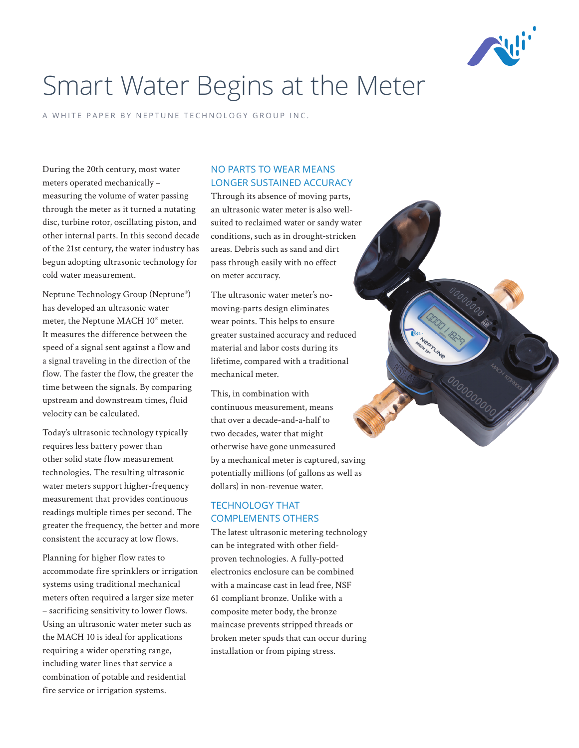# Smart Water Begins at the Meter

A WHITE PAPER BY NEPTUNE TECHNOLOGY GROUP INC.

During the 20th century, most water meters operated mechanically – measuring the volume of water passing through the meter as it turned a nutating disc, turbine rotor, oscillating piston, and other internal parts. In this second decade of the 21st century, the water industry has begun adopting ultrasonic technology for cold water measurement.

Neptune Technology Group (Neptune®) has developed an ultrasonic water meter, the Neptune MACH 10® meter. It measures the difference between the speed of a signal sent against a flow and a signal traveling in the direction of the flow. The faster the flow, the greater the time between the signals. By comparing upstream and downstream times, fluid velocity can be calculated.

Today's ultrasonic technology typically requires less battery power than other solid state flow measurement technologies. The resulting ultrasonic water meters support higher-frequency measurement that provides continuous readings multiple times per second. The greater the frequency, the better and more consistent the accuracy at low flows.

Planning for higher flow rates to accommodate fire sprinklers or irrigation systems using traditional mechanical meters often required a larger size meter – sacrificing sensitivity to lower flows. Using an ultrasonic water meter such as the MACH 10 is ideal for applications requiring a wider operating range, including water lines that service a combination of potable and residential fire service or irrigation systems.

## NO PARTS TO WEAR MEANS LONGER SUSTAINED ACCURACY

Through its absence of moving parts, an ultrasonic water meter is also well-suited to reclaimed water or sandy water conditions, such as in drought-stricken areas. Debris such as sand and dirt pass through easily with no effect on meter accuracy.

The ultrasonic water meter's no-moving-parts design eliminates wear points. This helps to ensure greater sustained accuracy and reduced material and labor costs during its lifetime, compared with a traditional mechanical meter.

This, in combination with continuous measurement, means that over a decade-and-a-half to two decades, water that might otherwise have gone unmeasured by a mechanical meter is captured, saving potentially millions (of gallons as well as dollars) in non-revenue water.

## TECHNOLOGY THAT COMPLEMENTS OTHERS

The latest ultrasonic metering technology can be integrated with other field-proven technologies. A fully-potted electronics enclosure can be combined with a maincase cast in lead free, NSF 61 compliant bronze. Unlike with a composite meter body, the bronze maincase prevents stripped threads or broken meter spuds that can occur during installation or from piping stress.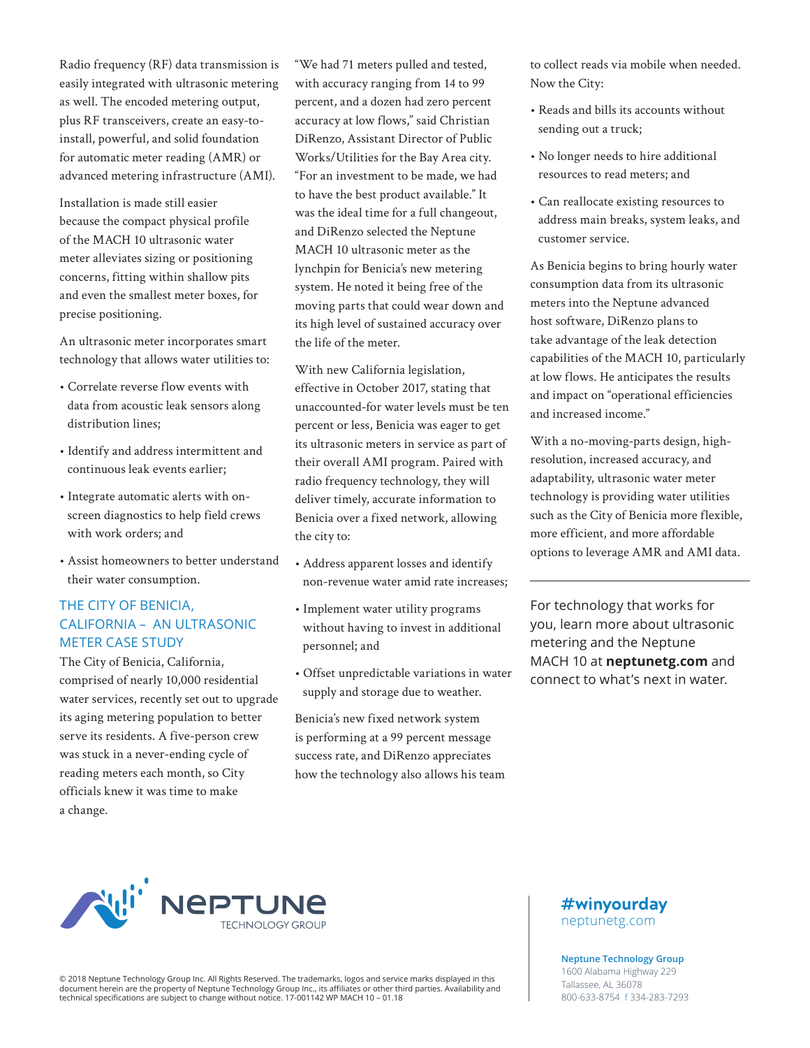Radio frequency (RF) data transmission is easily integrated with ultrasonic metering as well. The encoded metering output, plus RF transceivers, create an easy-to-install, powerful, and solid foundation for automatic meter reading (AMR) or advanced metering infrastructure (AMI).

Installation is made still easier because the compact physical profile of the MACH 10 ultrasonic water meter alleviates sizing or positioning concerns, fitting within shallow pits and even the smallest meter boxes, for precise positioning.

An ultrasonic meter incorporates smart technology that allows water utilities to:

- Correlate reverse flow events with data from acoustic leak sensors along distribution lines;
- Identify and address intermittent and continuous leak events earlier;
- Integrate automatic alerts with on-screen diagnostics to help field crews with work orders; and
- Assist homeowners to better understand their water consumption.

## THE CITY OF BENICIA, CALIFORNIA – AN ULTRASONIC METER CASE STUDY

The City of Benicia, California, comprised of nearly 10,000 residential water services, recently set out to upgrade its aging metering population to better serve its residents. A five-person crew was stuck in a never-ending cycle of reading meters each month, so City officials knew it was time to make a change.

"We had 71 meters pulled and tested, with accuracy ranging from 14 to 99 percent, and a dozen had zero percent accuracy at low flows," said Christian DiRenzo, Assistant Director of Public Works/Utilities for the Bay Area city. "For an investment to be made, we had to have the best product available." It was the ideal time for a full changeout, and DiRenzo selected the Neptune MACH 10 ultrasonic meter as the lynchpin for Benicia's new metering system. He noted it being free of the moving parts that could wear down and its high level of sustained accuracy over the life of the meter.

With new California legislation, effective in October 2017, stating that unaccounted-for water levels must be ten percent or less, Benicia was eager to get its ultrasonic meters in service as part of their overall AMI program. Paired with radio frequency technology, they will deliver timely, accurate information to Benicia over a fixed network, allowing the city to:

- Address apparent losses and identify non-revenue water amid rate increases;
- Implement water utility programs without having to invest in additional personnel; and
- Offset unpredictable variations in water supply and storage due to weather.

Benicia's new fixed network system is performing at a 99 percent message success rate, and DiRenzo appreciates how the technology also allows his team to collect reads via mobile when needed. Now the City:

- Reads and bills its accounts without sending out a truck;
- No longer needs to hire additional resources to read meters; and
- Can reallocate existing resources to address main breaks, system leaks, and customer service.

As Benicia begins to bring hourly water consumption data from its ultrasonic meters into the Neptune advanced host software, DiRenzo plans to take advantage of the leak detection capabilities of the MACH 10, particularly at low flows. He anticipates the results and impact on "operational efficiencies and increased income."

With a no-moving-parts design, high-resolution, increased accuracy, and adaptability, ultrasonic water meter technology is providing water utilities such as the City of Benicia more flexible, more efficient, and more affordable options to leverage AMR and AMI data.

---

For technology that works for you, learn more about ultrasonic metering and the Neptune MACH 10 at **neptunetg.com** and connect to what's next in water.

NEPTUNE TECHNOLOGY GROUP

**#winyourday**
neptunetg.com

**Neptune Technology Group**
1600 Alabama Highway 229
Tallassee, AL 36078
800-633-8754 f 334-283-7293

© 2018 Neptune Technology Group Inc. All Rights Reserved. The trademarks, logos and service marks displayed in this document herein are the property of Neptune Technology Group Inc., its affiliates or other third parties. Availability and technical specifications are subject to change without notice. 17-001142 WP MACH 10 – 01.18